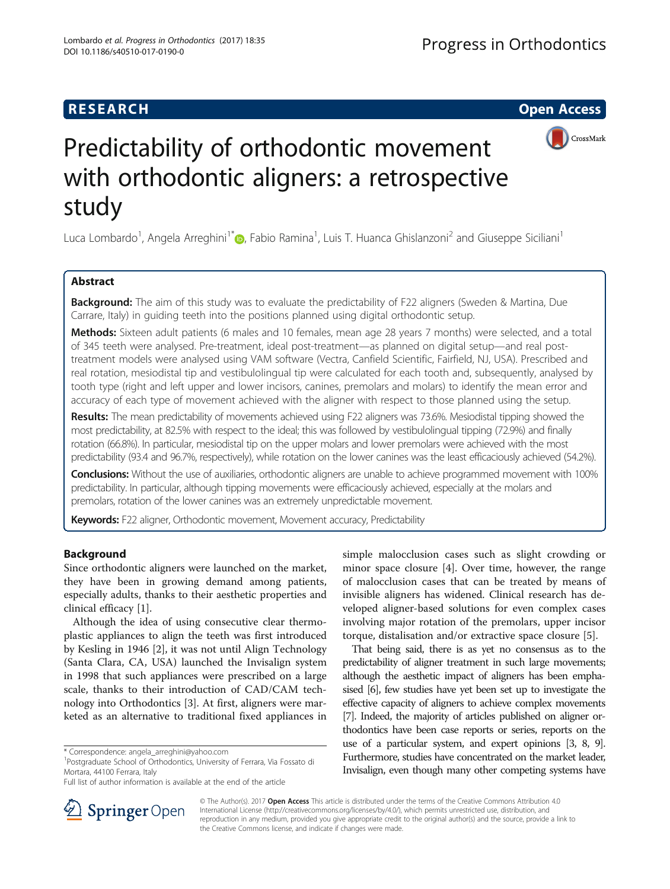**RESEARCH** **Open Access**

# Predictability of orthodontic movement with orthodontic aligners: a retrospective study

Luca Lombardo[1], Angela Arreghini[1*], Fabio Ramina[1], Luis T. Huanca Ghislanzoni[2] and Giuseppe Siciliani[1]

## Abstract

**Background:** The aim of this study was to evaluate the predictability of F22 aligners (Sweden & Martina, Due Carrare, Italy) in guiding teeth into the positions planned using digital orthodontic setup.

**Methods:** Sixteen adult patients (6 males and 10 females, mean age 28 years 7 months) were selected, and a total of 345 teeth were analysed. Pre-treatment, ideal post-treatment—as planned on digital setup—and real post-treatment models were analysed using VAM software (Vectra, Canfield Scientific, Fairfield, NJ, USA). Prescribed and real rotation, mesiodistal tip and vestibulolingual tip were calculated for each tooth and, subsequently, analysed by tooth type (right and left upper and lower incisors, canines, premolars and molars) to identify the mean error and accuracy of each type of movement achieved with the aligner with respect to those planned using the setup.

**Results:** The mean predictability of movements achieved using F22 aligners was 73.6%. Mesiodistal tipping showed the most predictability, at 82.5% with respect to the ideal; this was followed by vestibulolingual tipping (72.9%) and finally rotation (66.8%). In particular, mesiodistal tip on the upper molars and lower premolars were achieved with the most predictability (93.4 and 96.7%, respectively), while rotation on the lower canines was the least efficaciously achieved (54.2%).

**Conclusions:** Without the use of auxiliaries, orthodontic aligners are unable to achieve programmed movement with 100% predictability. In particular, although tipping movements were efficaciously achieved, especially at the molars and premolars, rotation of the lower canines was an extremely unpredictable movement.

**Keywords:** F22 aligner, Orthodontic movement, Movement accuracy, Predictability

## Background

Since orthodontic aligners were launched on the market, they have been in growing demand among patients, especially adults, thanks to their aesthetic properties and clinical efficacy [1].

Although the idea of using consecutive clear thermoplastic appliances to align the teeth was first introduced by Kesling in 1946 [2], it was not until Align Technology (Santa Clara, CA, USA) launched the Invisalign system in 1998 that such appliances were prescribed on a large scale, thanks to their introduction of CAD/CAM technology into Orthodontics [3]. At first, aligners were marketed as an alternative to traditional fixed appliances in simple malocclusion cases such as slight crowding or minor space closure [4]. Over time, however, the range of malocclusion cases that can be treated by means of invisible aligners has widened. Clinical research has developed aligner-based solutions for even complex cases involving major rotation of the premolars, upper incisor torque, distalisation and/or extractive space closure [5].

That being said, there is as yet no consensus as to the predictability of aligner treatment in such large movements; although the aesthetic impact of aligners has been emphasised [6], few studies have yet been set up to investigate the effective capacity of aligners to achieve complex movements [7]. Indeed, the majority of articles published on aligner orthodontics have been case reports or series, reports on the use of a particular system, and expert opinions [3, 8, 9]. Furthermore, studies have concentrated on the market leader, Invisalign, even though many other competing systems have

\* Correspondence: angela_arreghini@yahoo.com
[1]Postgraduate School of Orthodontics, University of Ferrara, Via Fossato di Mortara, 44100 Ferrara, Italy
Full list of author information is available at the end of the article

© The Author(s). 2017 **Open Access** This article is distributed under the terms of the Creative Commons Attribution 4.0 International License (http://creativecommons.org/licenses/by/4.0/), which permits unrestricted use, distribution, and reproduction in any medium, provided you give appropriate credit to the original author(s) and the source, provide a link to the Creative Commons license, and indicate if changes were made.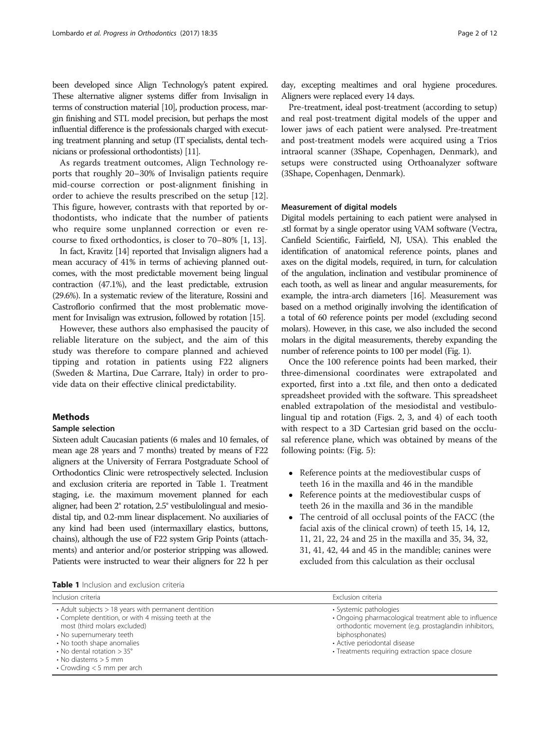been developed since Align Technology's patent expired. These alternative aligner systems differ from Invisalign in terms of construction material [10], production process, margin finishing and STL model precision, but perhaps the most influential difference is the professionals charged with executing treatment planning and setup (IT specialists, dental technicians or professional orthodontists) [11].

As regards treatment outcomes, Align Technology reports that roughly 20–30% of Invisalign patients require mid-course correction or post-alignment finishing in order to achieve the results prescribed on the setup [12]. This figure, however, contrasts with that reported by orthodontists, who indicate that the number of patients who require some unplanned correction or even recourse to fixed orthodontics, is closer to 70–80% [1, 13].

In fact, Kravitz [14] reported that Invisalign aligners had a mean accuracy of 41% in terms of achieving planned outcomes, with the most predictable movement being lingual contraction (47.1%), and the least predictable, extrusion (29.6%). In a systematic review of the literature, Rossini and Castroflorio confirmed that the most problematic movement for Invisalign was extrusion, followed by rotation [15].

However, these authors also emphasised the paucity of reliable literature on the subject, and the aim of this study was therefore to compare planned and achieved tipping and rotation in patients using F22 aligners (Sweden & Martina, Due Carrare, Italy) in order to provide data on their effective clinical predictability.

## Methods

### Sample selection

Sixteen adult Caucasian patients (6 males and 10 females, of mean age 28 years and 7 months) treated by means of F22 aligners at the University of Ferrara Postgraduate School of Orthodontics Clinic were retrospectively selected. Inclusion and exclusion criteria are reported in Table 1. Treatment staging, i.e. the maximum movement planned for each aligner, had been 2° rotation, 2.5° vestibulolingual and mesiodistal tip, and 0.2-mm linear displacement. No auxiliaries of any kind had been used (intermaxillary elastics, buttons, chains), although the use of F22 system Grip Points (attachments) and anterior and/or posterior stripping was allowed. Patients were instructed to wear their aligners for 22 h per day, excepting mealtimes and oral hygiene procedures. Aligners were replaced every 14 days.

Pre-treatment, ideal post-treatment (according to setup) and real post-treatment digital models of the upper and lower jaws of each patient were analysed. Pre-treatment and post-treatment models were acquired using a Trios intraoral scanner (3Shape, Copenhagen, Denmark), and setups were constructed using Orthoanalyzer software (3Shape, Copenhagen, Denmark).

### Measurement of digital models

Digital models pertaining to each patient were analysed in .stl format by a single operator using VAM software (Vectra, Canfield Scientific, Fairfield, NJ, USA). This enabled the identification of anatomical reference points, planes and axes on the digital models, required, in turn, for calculation of the angulation, inclination and vestibular prominence of each tooth, as well as linear and angular measurements, for example, the intra-arch diameters [16]. Measurement was based on a method originally involving the identification of a total of 60 reference points per model (excluding second molars). However, in this case, we also included the second molars in the digital measurements, thereby expanding the number of reference points to 100 per model (Fig. 1).

Once the 100 reference points had been marked, their three-dimensional coordinates were extrapolated and exported, first into a .txt file, and then onto a dedicated spreadsheet provided with the software. This spreadsheet enabled extrapolation of the mesiodistal and vestibulolingual tip and rotation (Figs. 2, 3, and 4) of each tooth with respect to a 3D Cartesian grid based on the occlusal reference plane, which was obtained by means of the following points: (Fig. 5):

- Reference points at the mediovestibular cusps of teeth 16 in the maxilla and 46 in the mandible
- Reference points at the mediovestibular cusps of teeth 26 in the maxilla and 36 in the mandible
- The centroid of all occlusal points of the FACC (the facial axis of the clinical crown) of teeth 15, 14, 12, 11, 21, 22, 24 and 25 in the maxilla and 35, 34, 32, 31, 41, 42, 44 and 45 in the mandible; canines were excluded from this calculation as their occlusal

**Table 1** Inclusion and exclusion criteria

| Inclusion criteria | Exclusion criteria |
|---|---|
| • Adult subjects > 18 years with permanent dentition<br>• Complete dentition, or with 4 missing teeth at the most (third molars excluded)<br>• No supernumerary teeth<br>• No tooth shape anomalies<br>• No dental rotation > 35°<br>• No diastems > 5 mm<br>• Crowding < 5 mm per arch | • Systemic pathologies<br>• Ongoing pharmacological treatment able to influence orthodontic movement (e.g. prostaglandin inhibitors, biphosphonates)<br>• Active periodontal disease<br>• Treatments requiring extraction space closure |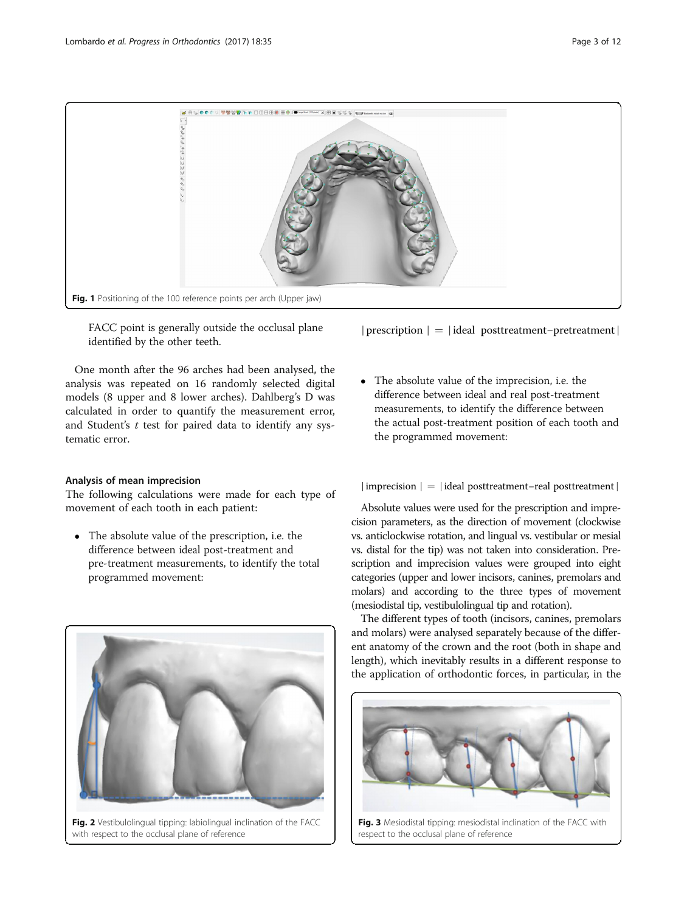Fig. 1 Positioning of the 100 reference points per arch (Upper jaw)

FACC point is generally outside the occlusal plane identified by the other teeth.

One month after the 96 arches had been analysed, the analysis was repeated on 16 randomly selected digital models (8 upper and 8 lower arches). Dahlberg's D was calculated in order to quantify the measurement error, and Student's *t* test for paired data to identify any systematic error.

### Analysis of mean imprecision

The following calculations were made for each type of movement of each tooth in each patient:

- The absolute value of the prescription, i.e. the difference between ideal post-treatment and pre-treatment measurements, to identify the total programmed movement:

$$|\text{prescription}| = |\text{ideal posttreatment} - \text{pretreatment}|$$

- The absolute value of the imprecision, i.e. the difference between ideal and real post-treatment measurements, to identify the difference between the actual post-treatment position of each tooth and the programmed movement:

$$|\text{imprecision}| = |\text{ideal posttreatment} - \text{real posttreatment}|$$

Absolute values were used for the prescription and imprecision parameters, as the direction of movement (clockwise vs. anticlockwise rotation, and lingual vs. vestibular or mesial vs. distal for the tip) was not taken into consideration. Prescription and imprecision values were grouped into eight categories (upper and lower incisors, canines, premolars and molars) and according to the three types of movement (mesiodistal tip, vestibulolingual tip and rotation).

The different types of tooth (incisors, canines, premolars and molars) were analysed separately because of the different anatomy of the crown and the root (both in shape and length), which inevitably results in a different response to the application of orthodontic forces, in particular, in the

Fig. 2 Vestibulolingual tipping: labiolingual inclination of the FACC with respect to the occlusal plane of reference

Fig. 3 Mesiodistal tipping: mesiodistal inclination of the FACC with respect to the occlusal plane of reference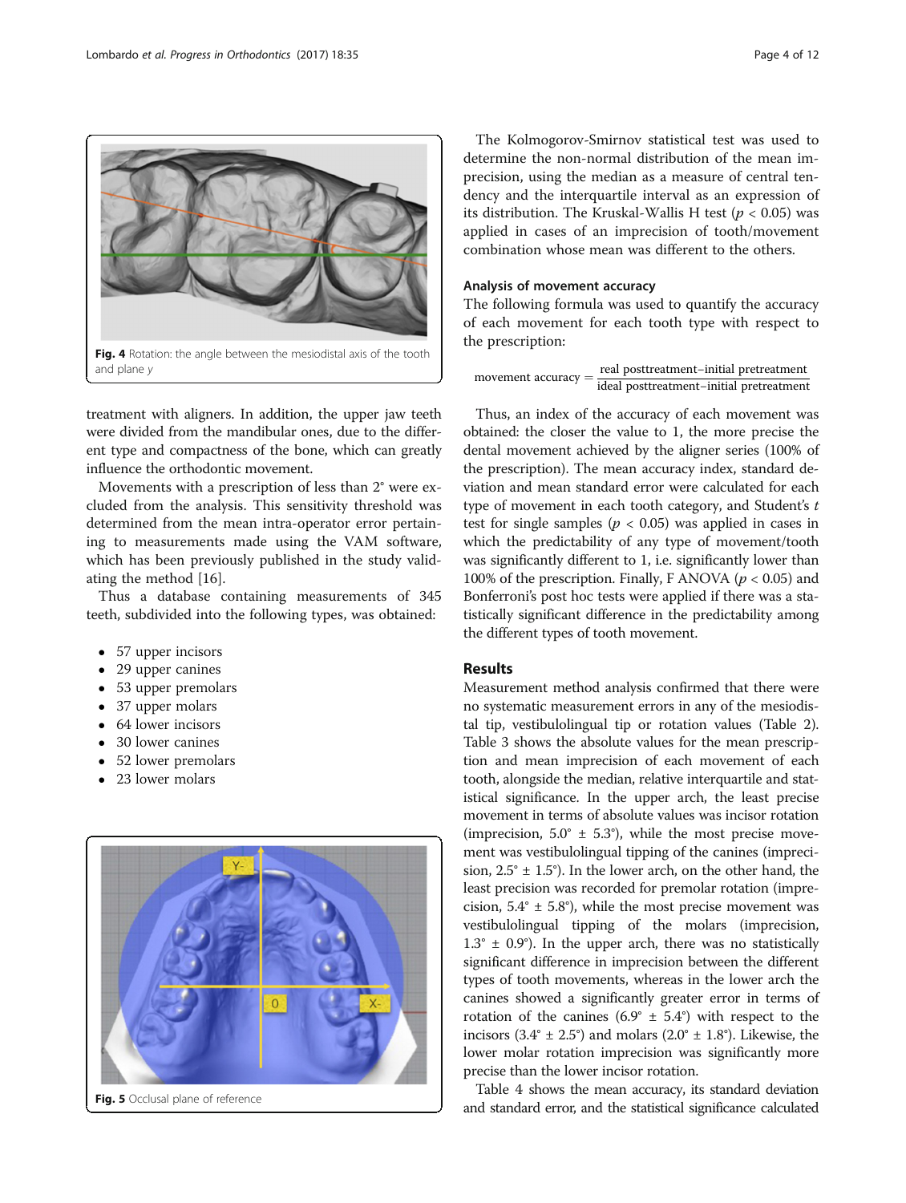Fig. 4 Rotation: the angle between the mesiodistal axis of the tooth and plane *y*

treatment with aligners. In addition, the upper jaw teeth were divided from the mandibular ones, due to the different type and compactness of the bone, which can greatly influence the orthodontic movement.

Movements with a prescription of less than 2° were excluded from the analysis. This sensitivity threshold was determined from the mean intra-operator error pertaining to measurements made using the VAM software, which has been previously published in the study validating the method [16].

Thus a database containing measurements of 345 teeth, subdivided into the following types, was obtained:

- 57 upper incisors
- 29 upper canines
- 53 upper premolars
- 37 upper molars
- 64 lower incisors
- 30 lower canines
- 52 lower premolars
- 23 lower molars

Fig. 5 Occlusal plane of reference

The Kolmogorov-Smirnov statistical test was used to determine the non-normal distribution of the mean imprecision, using the median as a measure of central tendency and the interquartile interval as an expression of its distribution. The Kruskal-Wallis H test ($p < 0.05$) was applied in cases of an imprecision of tooth/movement combination whose mean was different to the others.

### Analysis of movement accuracy

The following formula was used to quantify the accuracy of each movement for each tooth type with respect to the prescription:

$$\text{movement accuracy} = \frac{\text{real posttreatment} - \text{initial pretreatment}}{\text{ideal posttreatment} - \text{initial pretreatment}}$$

Thus, an index of the accuracy of each movement was obtained: the closer the value to 1, the more precise the dental movement achieved by the aligner series (100% of the prescription). The mean accuracy index, standard deviation and mean standard error were calculated for each type of movement in each tooth category, and Student's *t* test for single samples ($p < 0.05$) was applied in cases in which the predictability of any type of movement/tooth was significantly different to 1, i.e. significantly lower than 100% of the prescription. Finally, F ANOVA ($p < 0.05$) and Bonferroni's post hoc tests were applied if there was a statistically significant difference in the predictability among the different types of tooth movement.

## Results

Measurement method analysis confirmed that there were no systematic measurement errors in any of the mesiodistal tip, vestibulolingual tip or rotation values (Table 2). Table 3 shows the absolute values for the mean prescription and mean imprecision of each movement of each tooth, alongside the median, relative interquartile and statistical significance. In the upper arch, the least precise movement in terms of absolute values was incisor rotation (imprecision, 5.0° ± 5.3°), while the most precise movement was vestibulolingual tipping of the canines (imprecision, 2.5° ± 1.5°). In the lower arch, on the other hand, the least precision was recorded for premolar rotation (imprecision, 5.4° ± 5.8°), while the most precise movement was vestibulolingual tipping of the molars (imprecision, 1.3° ± 0.9°). In the upper arch, there was no statistically significant difference in imprecision between the different types of tooth movements, whereas in the lower arch the canines showed a significantly greater error in terms of rotation of the canines (6.9° ± 5.4°) with respect to the incisors (3.4° ± 2.5°) and molars (2.0° ± 1.8°). Likewise, the lower molar rotation imprecision was significantly more precise than the lower incisor rotation.

Table 4 shows the mean accuracy, its standard deviation and standard error, and the statistical significance calculated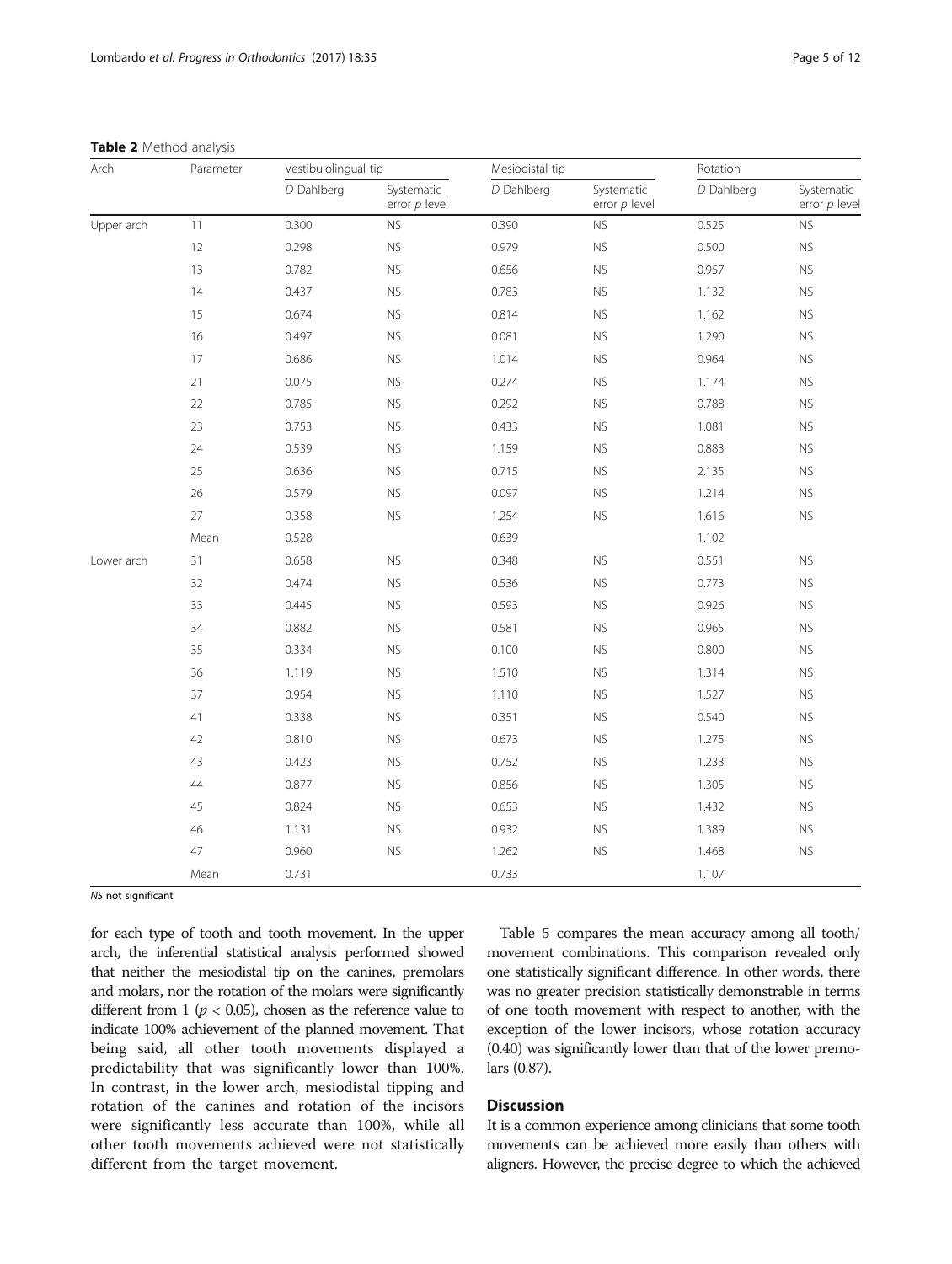**Table 2** Method analysis

| Arch | Parameter | Vestibulolingual tip | | Mesiodistal tip | | Rotation | |
|---|---|---|---|---|---|---|---|
| | | *D* Dahlberg | Systematic error *p* level | *D* Dahlberg | Systematic error *p* level | *D* Dahlberg | Systematic error *p* level |
| Upper arch | 11 | 0.300 | NS | 0.390 | NS | 0.525 | NS |
| | 12 | 0.298 | NS | 0.979 | NS | 0.500 | NS |
| | 13 | 0.782 | NS | 0.656 | NS | 0.957 | NS |
| | 14 | 0.437 | NS | 0.783 | NS | 1.132 | NS |
| | 15 | 0.674 | NS | 0.814 | NS | 1.162 | NS |
| | 16 | 0.497 | NS | 0.081 | NS | 1.290 | NS |
| | 17 | 0.686 | NS | 1.014 | NS | 0.964 | NS |
| | 21 | 0.075 | NS | 0.274 | NS | 1.174 | NS |
| | 22 | 0.785 | NS | 0.292 | NS | 0.788 | NS |
| | 23 | 0.753 | NS | 0.433 | NS | 1.081 | NS |
| | 24 | 0.539 | NS | 1.159 | NS | 0.883 | NS |
| | 25 | 0.636 | NS | 0.715 | NS | 2.135 | NS |
| | 26 | 0.579 | NS | 0.097 | NS | 1.214 | NS |
| | 27 | 0.358 | NS | 1.254 | NS | 1.616 | NS |
| | Mean | 0.528 | | 0.639 | | 1.102 | |
| Lower arch | 31 | 0.658 | NS | 0.348 | NS | 0.551 | NS |
| | 32 | 0.474 | NS | 0.536 | NS | 0.773 | NS |
| | 33 | 0.445 | NS | 0.593 | NS | 0.926 | NS |
| | 34 | 0.882 | NS | 0.581 | NS | 0.965 | NS |
| | 35 | 0.334 | NS | 0.100 | NS | 0.800 | NS |
| | 36 | 1.119 | NS | 1.510 | NS | 1.314 | NS |
| | 37 | 0.954 | NS | 1.110 | NS | 1.527 | NS |
| | 41 | 0.338 | NS | 0.351 | NS | 0.540 | NS |
| | 42 | 0.810 | NS | 0.673 | NS | 1.275 | NS |
| | 43 | 0.423 | NS | 0.752 | NS | 1.233 | NS |
| | 44 | 0.877 | NS | 0.856 | NS | 1.305 | NS |
| | 45 | 0.824 | NS | 0.653 | NS | 1.432 | NS |
| | 46 | 1.131 | NS | 0.932 | NS | 1.389 | NS |
| | 47 | 0.960 | NS | 1.262 | NS | 1.468 | NS |
| | Mean | 0.731 | | 0.733 | | 1.107 | |

*NS* not significant

for each type of tooth and tooth movement. In the upper arch, the inferential statistical analysis performed showed that neither the mesiodistal tip on the canines, premolars and molars, nor the rotation of the molars were significantly different from 1 ($p < 0.05$), chosen as the reference value to indicate 100% achievement of the planned movement. That being said, all other tooth movements displayed a predictability that was significantly lower than 100%. In contrast, in the lower arch, mesiodistal tipping and rotation of the canines and rotation of the incisors were significantly less accurate than 100%, while all other tooth movements achieved were not statistically different from the target movement.

Table 5 compares the mean accuracy among all tooth/movement combinations. This comparison revealed only one statistically significant difference. In other words, there was no greater precision statistically demonstrable in terms of one tooth movement with respect to another, with the exception of the lower incisors, whose rotation accuracy (0.40) was significantly lower than that of the lower premolars (0.87).

## Discussion

It is a common experience among clinicians that some tooth movements can be achieved more easily than others with aligners. However, the precise degree to which the achieved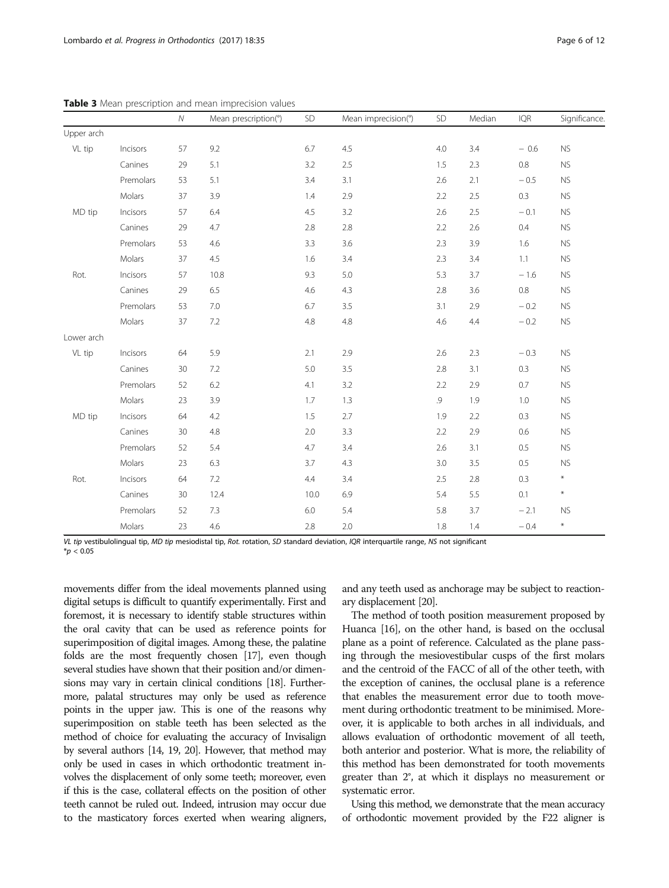**Table 3** Mean prescription and mean imprecision values

| | | N | Mean prescription(°) | SD | Mean imprecision(°) | SD | Median | IQR | Significance. |
|---|---|---|---|---|---|---|---|---|---|
| Upper arch | | | | | | | | | |
| VL tip | Incisors | 57 | 9.2 | 6.7 | 4.5 | 4.0 | 3.4 | − 0.6 | NS |
| | Canines | 29 | 5.1 | 3.2 | 2.5 | 1.5 | 2.3 | 0.8 | NS |
| | Premolars | 53 | 5.1 | 3.4 | 3.1 | 2.6 | 2.1 | − 0.5 | NS |
| | Molars | 37 | 3.9 | 1.4 | 2.9 | 2.2 | 2.5 | 0.3 | NS |
| MD tip | Incisors | 57 | 6.4 | 4.5 | 3.2 | 2.6 | 2.5 | − 0.1 | NS |
| | Canines | 29 | 4.7 | 2.8 | 2.8 | 2.2 | 2.6 | 0.4 | NS |
| | Premolars | 53 | 4.6 | 3.3 | 3.6 | 2.3 | 3.9 | 1.6 | NS |
| | Molars | 37 | 4.5 | 1.6 | 3.4 | 2.3 | 3.4 | 1.1 | NS |
| Rot. | Incisors | 57 | 10.8 | 9.3 | 5.0 | 5.3 | 3.7 | − 1.6 | NS |
| | Canines | 29 | 6.5 | 4.6 | 4.3 | 2.8 | 3.6 | 0.8 | NS |
| | Premolars | 53 | 7.0 | 6.7 | 3.5 | 3.1 | 2.9 | − 0.2 | NS |
| | Molars | 37 | 7.2 | 4.8 | 4.8 | 4.6 | 4.4 | − 0.2 | NS |
| Lower arch | | | | | | | | | |
| VL tip | Incisors | 64 | 5.9 | 2.1 | 2.9 | 2.6 | 2.3 | − 0.3 | NS |
| | Canines | 30 | 7.2 | 5.0 | 3.5 | 2.8 | 3.1 | 0.3 | NS |
| | Premolars | 52 | 6.2 | 4.1 | 3.2 | 2.2 | 2.9 | 0.7 | NS |
| | Molars | 23 | 3.9 | 1.7 | 1.3 | .9 | 1.9 | 1.0 | NS |
| MD tip | Incisors | 64 | 4.2 | 1.5 | 2.7 | 1.9 | 2.2 | 0.3 | NS |
| | Canines | 30 | 4.8 | 2.0 | 3.3 | 2.2 | 2.9 | 0.6 | NS |
| | Premolars | 52 | 5.4 | 4.7 | 3.4 | 2.6 | 3.1 | 0.5 | NS |
| | Molars | 23 | 6.3 | 3.7 | 4.3 | 3.0 | 3.5 | 0.5 | NS |
| Rot. | Incisors | 64 | 7.2 | 4.4 | 3.4 | 2.5 | 2.8 | 0.3 | * |
| | Canines | 30 | 12.4 | 10.0 | 6.9 | 5.4 | 5.5 | 0.1 | * |
| | Premolars | 52 | 7.3 | 6.0 | 5.4 | 5.8 | 3.7 | − 2.1 | NS |
| | Molars | 23 | 4.6 | 2.8 | 2.0 | 1.8 | 1.4 | − 0.4 | * |

*VL tip* vestibulolingual tip, *MD tip* mesiodistal tip, *Rot.* rotation, *SD* standard deviation, *IQR* interquartile range, *NS* not significant
$*p < 0.05$

movements differ from the ideal movements planned using digital setups is difficult to quantify experimentally. First and foremost, it is necessary to identify stable structures within the oral cavity that can be used as reference points for superimposition of digital images. Among these, the palatine folds are the most frequently chosen [17], even though several studies have shown that their position and/or dimensions may vary in certain clinical conditions [18]. Furthermore, palatal structures may only be used as reference points in the upper jaw. This is one of the reasons why superimposition on stable teeth has been selected as the method of choice for evaluating the accuracy of Invisalign by several authors [14, 19, 20]. However, that method may only be used in cases in which orthodontic treatment involves the displacement of only some teeth; moreover, even if this is the case, collateral effects on the position of other teeth cannot be ruled out. Indeed, intrusion may occur due to the masticatory forces exerted when wearing aligners, and any teeth used as anchorage may be subject to reactionary displacement [20].

The method of tooth position measurement proposed by Huanca [16], on the other hand, is based on the occlusal plane as a point of reference. Calculated as the plane passing through the mesiovestibular cusps of the first molars and the centroid of the FACC of all of the other teeth, with the exception of canines, the occlusal plane is a reference that enables the measurement error due to tooth movement during orthodontic treatment to be minimised. Moreover, it is applicable to both arches in all individuals, and allows evaluation of orthodontic movement of all teeth, both anterior and posterior. What is more, the reliability of this method has been demonstrated for tooth movements greater than 2°, at which it displays no measurement or systematic error.

Using this method, we demonstrate that the mean accuracy of orthodontic movement provided by the F22 aligner is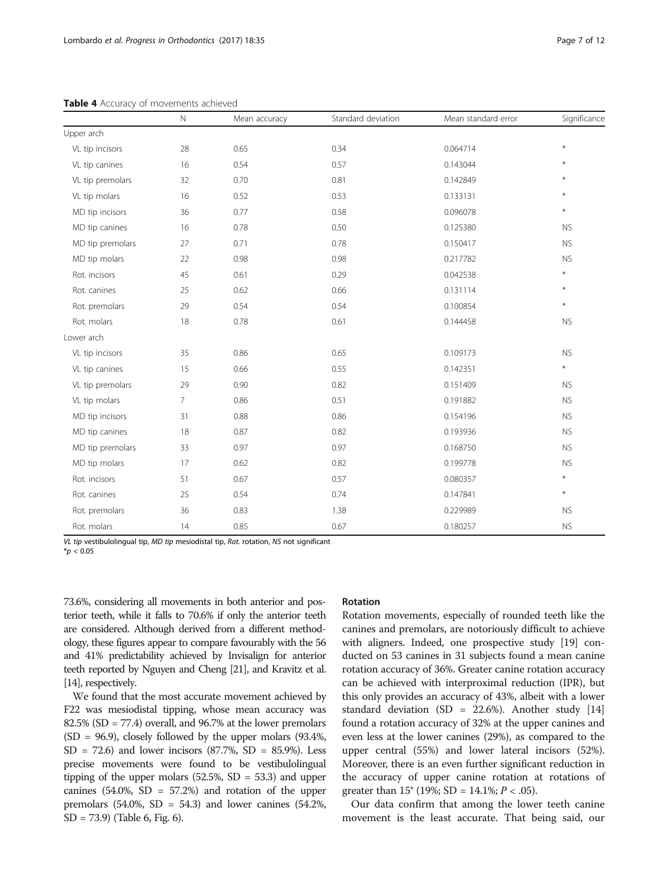**Table 4** Accuracy of movements achieved

| | N | Mean accuracy | Standard deviation | Mean standard error | Significance |
|---|---|---|---|---|---|
| Upper arch | | | | | |
| VL tip incisors | 28 | 0.65 | 0.34 | 0.064714 | * |
| VL tip canines | 16 | 0.54 | 0.57 | 0.143044 | * |
| VL tip premolars | 32 | 0.70 | 0.81 | 0.142849 | * |
| VL tip molars | 16 | 0.52 | 0.53 | 0.133131 | * |
| MD tip incisors | 36 | 0.77 | 0.58 | 0.096078 | * |
| MD tip canines | 16 | 0.78 | 0.50 | 0.125380 | NS |
| MD tip premolars | 27 | 0.71 | 0.78 | 0.150417 | NS |
| MD tip molars | 22 | 0.98 | 0.98 | 0.217782 | NS |
| Rot. incisors | 45 | 0.61 | 0.29 | 0.042538 | * |
| Rot. canines | 25 | 0.62 | 0.66 | 0.131114 | * |
| Rot. premolars | 29 | 0.54 | 0.54 | 0.100854 | * |
| Rot. molars | 18 | 0.78 | 0.61 | 0.144458 | NS |
| Lower arch | | | | | |
| VL tip incisors | 35 | 0.86 | 0.65 | 0.109173 | NS |
| VL tip canines | 15 | 0.66 | 0.55 | 0.142351 | * |
| VL tip premolars | 29 | 0.90 | 0.82 | 0.151409 | NS |
| VL tip molars | 7 | 0.86 | 0.51 | 0.191882 | NS |
| MD tip incisors | 31 | 0.88 | 0.86 | 0.154196 | NS |
| MD tip canines | 18 | 0.87 | 0.82 | 0.193936 | NS |
| MD tip premolars | 33 | 0.97 | 0.97 | 0.168750 | NS |
| MD tip molars | 17 | 0.62 | 0.82 | 0.199778 | NS |
| Rot. incisors | 51 | 0.67 | 0.57 | 0.080357 | * |
| Rot. canines | 25 | 0.54 | 0.74 | 0.147841 | * |
| Rot. premolars | 36 | 0.83 | 1.38 | 0.229989 | NS |
| Rot. molars | 14 | 0.85 | 0.67 | 0.180257 | NS |

*VL tip* vestibulolingual tip, *MD tip* mesiodistal tip, *Rot.* rotation, *NS* not significant
*$p < 0.05$

73.6%, considering all movements in both anterior and posterior teeth, while it falls to 70.6% if only the anterior teeth are considered. Although derived from a different methodology, these figures appear to compare favourably with the 56 and 41% predictability achieved by Invisalign for anterior teeth reported by Nguyen and Cheng [21], and Kravitz et al. [14], respectively.

We found that the most accurate movement achieved by F22 was mesiodistal tipping, whose mean accuracy was 82.5% (SD = 77.4) overall, and 96.7% at the lower premolars (SD = 96.9), closely followed by the upper molars (93.4%, SD = 72.6) and lower incisors (87.7%, SD = 85.9%). Less precise movements were found to be vestibulolingual tipping of the upper molars (52.5%, SD = 53.3) and upper canines (54.0%, SD = 57.2%) and rotation of the upper premolars (54.0%, SD = 54.3) and lower canines (54.2%, SD = 73.9) (Table 6, Fig. 6).

### Rotation

Rotation movements, especially of rounded teeth like the canines and premolars, are notoriously difficult to achieve with aligners. Indeed, one prospective study [19] conducted on 53 canines in 31 subjects found a mean canine rotation accuracy of 36%. Greater canine rotation accuracy can be achieved with interproximal reduction (IPR), but this only provides an accuracy of 43%, albeit with a lower standard deviation (SD = 22.6%). Another study [14] found a rotation accuracy of 32% at the upper canines and even less at the lower canines (29%), as compared to the upper central (55%) and lower lateral incisors (52%). Moreover, there is an even further significant reduction in the accuracy of upper canine rotation at rotations of greater than 15° (19%; SD = 14.1%; $P < .05$).

Our data confirm that among the lower teeth canine movement is the least accurate. That being said, our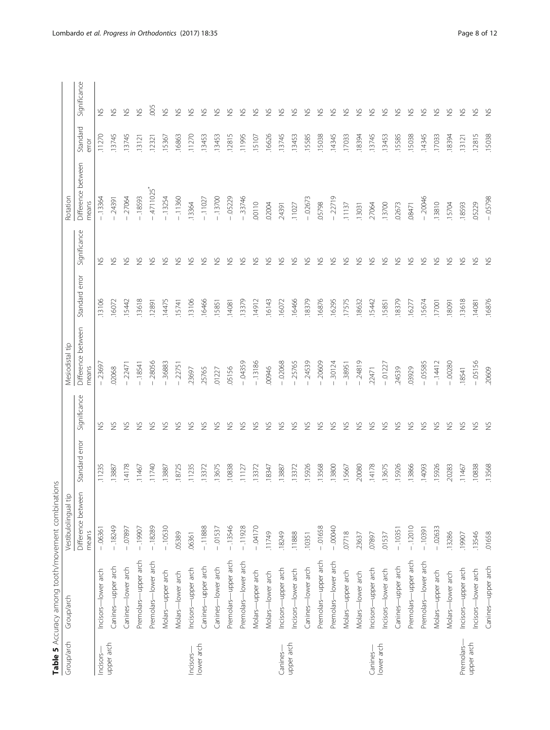**Table 5** Accuracy among tooth/movement combinations

| Group/arch | Group/arch | Vestibulolingual tip | | | Mesiodistal tip | | | Rotation | | |
|---|---|---|---|---|---|---|---|---|---|---|
| | | Difference between means | Standard error | Significance | Difference between means | Standard error | Significance | Difference between means | Standard error | Significance |
| Incisors—upper arch | Incisors—lower arch | −.06361 | .11235 | NS | −.23697 | .13106 | NS | −.13364 | .11270 | NS |
| | Canines—upper arch | −.18249 | .13887 | NS | .02068 | .16072 | NS | −.24391 | .13745 | NS |
| | Canines—lower arch | −.07897 | .14178 | NS | −.22471 | .15442 | NS | −.27064 | .13745 | NS |
| | Premolars—upper arch | −.19907 | .11467 | NS | −.18541 | .13618 | NS | −.18593 | .13121 | NS |
| | Premolars—lower arch | −.18289 | .11740 | NS | −.28056 | .12891 | NS | −.4711025* | .12321 | .005 |
| | Molars—upper arch | −.10530 | .13887 | NS | −.36883 | .14475 | NS | −.13254 | .15367 | NS |
| | Molars—lower arch | .05389 | .18725 | NS | −.22751 | .15741 | NS | −.11360 | .16863 | NS |
| Incisors—lower arch | Incisors—upper arch | .06361 | .11235 | NS | .23697 | .13106 | NS | .13364 | .11270 | NS |
| | Canines—upper arch | −.11888 | .13372 | NS | .25765 | .16466 | NS | −.11027 | .13453 | NS |
| | Canines—lower arch | −.01537 | .13675 | NS | .01227 | .15851 | NS | −.13700 | .13453 | NS |
| | Premolars—upper arch | −.13546 | .10838 | NS | .05156 | .14081 | NS | −.05229 | .12815 | NS |
| | Premolars—lower arch | −.11928 | .11127 | NS | −.04359 | .13379 | NS | −.33746 | .11995 | NS |
| | Molars—upper arch | −.04170 | .13372 | NS | −.13186 | .14912 | NS | .00110 | .15107 | NS |
| | Molars—lower arch | .11749 | .18347 | NS | .00946 | .16143 | NS | .02004 | .16626 | NS |
| Canines—upper arch | Incisors—upper arch | .18249 | .13887 | NS | −.02068 | .16072 | NS | .24391 | .13745 | NS |
| | Incisors—lower arch | .11888 | .13372 | NS | −.25765 | .16466 | NS | .11027 | .13453 | NS |
| | Canines—lower arch | .10351 | .15926 | NS | −.24539 | .18379 | NS | −.02673 | .15585 | NS |
| | Premolars—upper arch | −.01658 | .13568 | NS | −.20609 | .16876 | NS | .05798 | .15038 | NS |
| | Premolars—lower arch | −.00040 | .13800 | NS | −.30124 | .16295 | NS | −.22719 | .14345 | NS |
| | Molars—upper arch | .07718 | .15667 | NS | −.38951 | .17575 | NS | .11137 | .17033 | NS |
| | Molars—lower arch | .23637 | .20080 | NS | −.24819 | .18632 | NS | .13031 | .18394 | NS |
| Canines—lower arch | Incisors—upper arch | .07897 | .14178 | NS | .22471 | .15442 | NS | .27064 | .13745 | NS |
| | Incisors—lower arch | .01537 | .13675 | NS | −.01227 | .15851 | NS | .13700 | .13453 | NS |
| | Canines—upper arch | −.10351 | .15926 | NS | .24539 | .18379 | NS | .02673 | .15585 | NS |
| | Premolars—upper arch | −.12010 | .13866 | NS | .03929 | .16277 | NS | .08471 | .15038 | NS |
| | Premolars—lower arch | −.10391 | .14093 | NS | −.05585 | .15674 | NS | −.20046 | .14345 | NS |
| | Molars—upper arch | −.02633 | .15926 | NS | −.14412 | .17001 | NS | .13810 | .17033 | NS |
| | Molars—lower arch | .13286 | .20283 | NS | −.00280 | .18091 | NS | .15704 | .18394 | NS |
| Premolars—upper arch | Incisors—upper arch | .19907 | .11467 | NS | .18541 | .13618 | NS | .18593 | .13121 | NS |
| | Incisors—lower arch | .13546 | .10838 | NS | −.05156 | .14081 | NS | .05229 | .12815 | NS |
| | Canines—upper arch | .01658 | .13568 | NS | .20609 | .16876 | NS | −.05798 | .15038 | NS |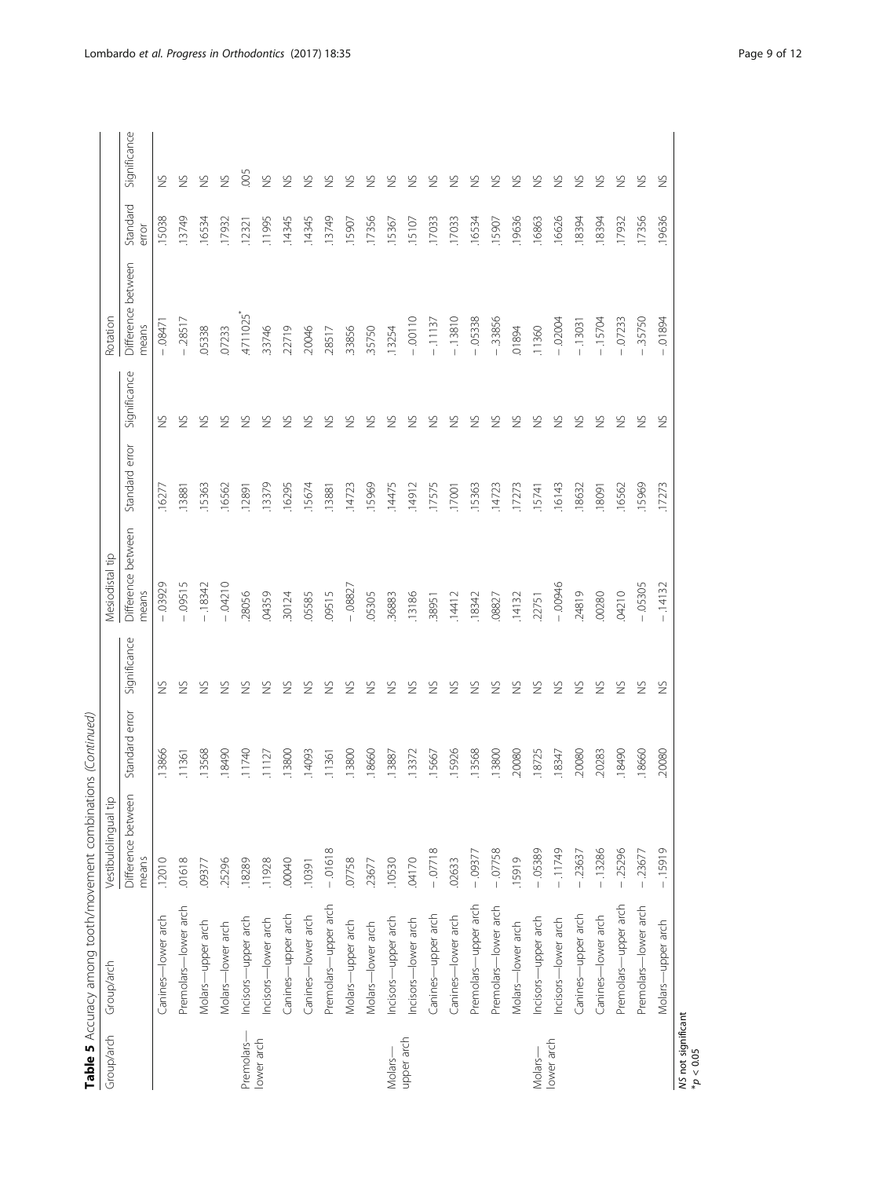**Table 5** Accuracy among tooth/movement combinations *(Continued)*

| Group/arch | Group/arch | Vestibulolingual tip | | | Mesiodistal tip | | | Rotation | | |
|---|---|---|---|---|---|---|---|---|---|---|
| | | Difference between means | Standard error | Significance | Difference between means | Standard error | Significance | Difference between means | Standard error | Significance |
| | Canines—lower arch | .12010 | .13866 | NS | −.03929 | .16277 | NS | −.08471 | .15038 | NS |
| | Premolars—lower arch | .01618 | .11361 | NS | −.09515 | .13881 | NS | −.28517 | .13749 | NS |
| | Molars—upper arch | .09377 | .13568 | NS | −.18342 | .15363 | NS | .05338 | .16534 | NS |
| | Molars—lower arch | .25296 | .18490 | NS | −.04210 | .16562 | NS | .07233 | .17932 | NS |
| Premolars—lower arch | Incisors—upper arch | .18289 | .11740 | NS | .28056 | .12891 | NS | .4711025* | .12321 | .005 |
| | Incisors—lower arch | .11928 | .11127 | NS | .04359 | .13379 | NS | .33746 | .11995 | NS |
| | Canines—upper arch | .00040 | .13800 | NS | .30124 | .16295 | NS | .22719 | .14345 | NS |
| | Canines—lower arch | .10391 | .14093 | NS | .05585 | .15674 | NS | .20046 | .14345 | NS |
| | Premolars—upper arch | −.01618 | .11361 | NS | .09515 | .13881 | NS | .28517 | .13749 | NS |
| | Molars—upper arch | .07758 | .13800 | NS | −.08827 | .14723 | NS | .33856 | .15907 | NS |
| | Molars—lower arch | .23677 | .18660 | NS | .05305 | .15969 | NS | .35750 | .17356 | NS |
| Molars—upper arch | Incisors—upper arch | .10530 | .13887 | NS | .36883 | .14475 | NS | .13254 | .15367 | NS |
| | Incisors—lower arch | .04170 | .13372 | NS | .13186 | .14912 | NS | −.00110 | .15107 | NS |
| | Canines—upper arch | −.07718 | .15667 | NS | .38951 | .17575 | NS | −.11137 | .17033 | NS |
| | Canines—lower arch | .02633 | .15926 | NS | .14412 | .17001 | NS | −.13810 | .17033 | NS |
| | Premolars—upper arch | −.09377 | .13568 | NS | .18342 | .15363 | NS | −.05338 | .16534 | NS |
| | Premolars—lower arch | −.07758 | .13800 | NS | .08827 | .14723 | NS | −.33856 | .15907 | NS |
| | Molars—lower arch | .15919 | .20080 | NS | .14132 | .17273 | NS | .01894 | .19636 | NS |
| Molars—lower arch | Incisors—upper arch | −.05389 | .18725 | NS | .22751 | .15741 | NS | .11360 | .16863 | NS |
| | Incisors—lower arch | −.11749 | .18347 | NS | −.00946 | .16143 | NS | −.02004 | .16626 | NS |
| | Canines—upper arch | −.23637 | .20080 | NS | .24819 | .18632 | NS | −.13031 | .18394 | NS |
| | Canines—lower arch | −.13286 | .20283 | NS | .00280 | .18091 | NS | −.15704 | .18394 | NS |
| | Premolars—upper arch | −.25296 | .18490 | NS | .04210 | .16562 | NS | −.07233 | .17932 | NS |
| | Premolars—lower arch | −.23677 | .18660 | NS | −.05305 | .15969 | NS | −.35750 | .17356 | NS |
| | Molars—upper arch | −.15919 | .20080 | NS | −.14132 | .17273 | NS | −.01894 | .19636 | NS |

*NS* not significant
*$p < 0.05$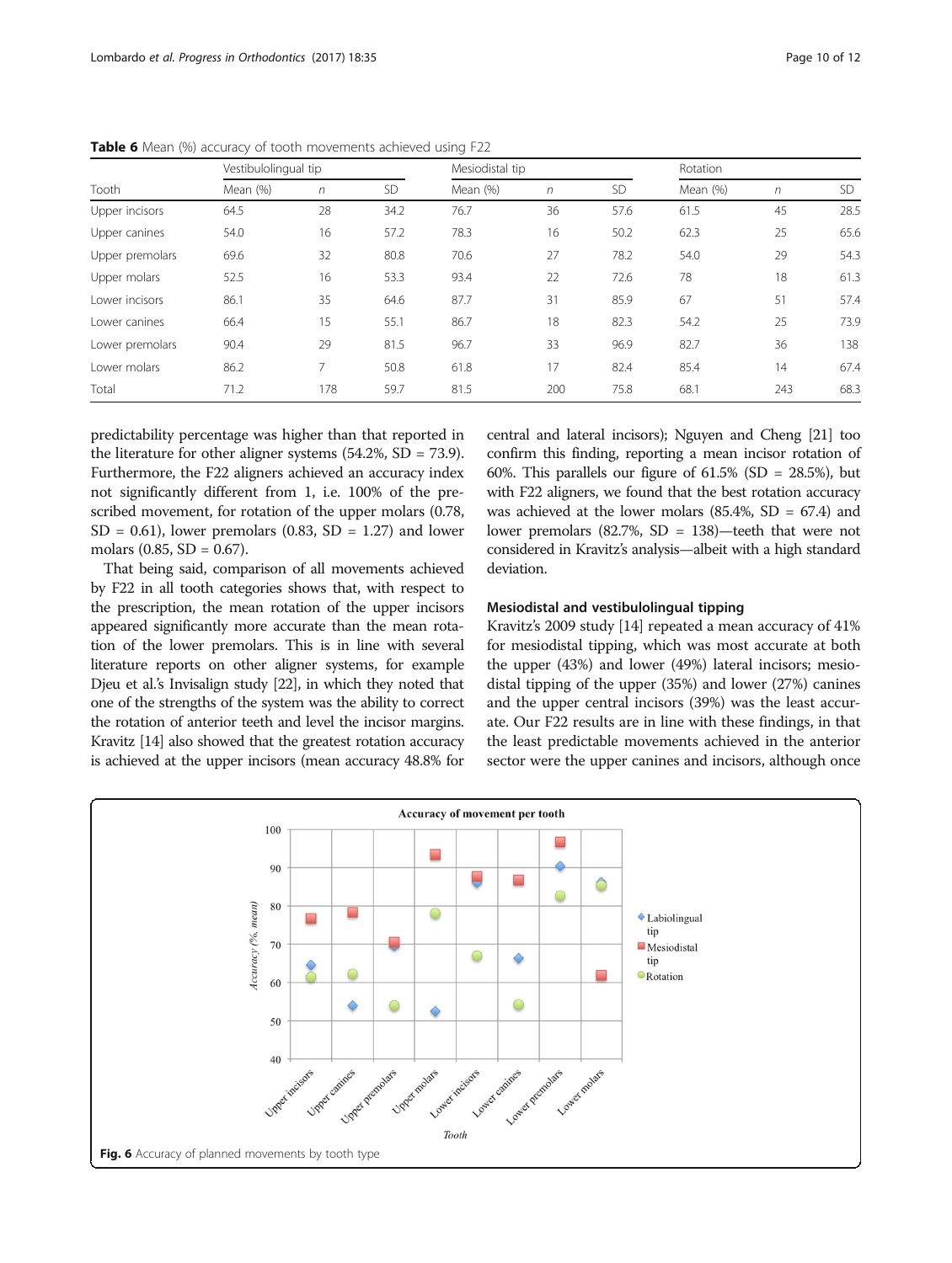**Table 6** Mean (%) accuracy of tooth movements achieved using F22

| Tooth | Vestibulolingual tip | | | Mesiodistal tip | | | Rotation | | |
|---|---|---|---|---|---|---|---|---|---|
| | Mean (%) | *n* | SD | Mean (%) | *n* | SD | Mean (%) | *n* | SD |
| Upper incisors | 64.5 | 28 | 34.2 | 76.7 | 36 | 57.6 | 61.5 | 45 | 28.5 |
| Upper canines | 54.0 | 16 | 57.2 | 78.3 | 16 | 50.2 | 62.3 | 25 | 65.6 |
| Upper premolars | 69.6 | 32 | 80.8 | 70.6 | 27 | 78.2 | 54.0 | 29 | 54.3 |
| Upper molars | 52.5 | 16 | 53.3 | 93.4 | 22 | 72.6 | 78 | 18 | 61.3 |
| Lower incisors | 86.1 | 35 | 64.6 | 87.7 | 31 | 85.9 | 67 | 51 | 57.4 |
| Lower canines | 66.4 | 15 | 55.1 | 86.7 | 18 | 82.3 | 54.2 | 25 | 73.9 |
| Lower premolars | 90.4 | 29 | 81.5 | 96.7 | 33 | 96.9 | 82.7 | 36 | 138 |
| Lower molars | 86.2 | 7 | 50.8 | 61.8 | 17 | 82.4 | 85.4 | 14 | 67.4 |
| Total | 71.2 | 178 | 59.7 | 81.5 | 200 | 75.8 | 68.1 | 243 | 68.3 |

predictability percentage was higher than that reported in the literature for other aligner systems (54.2%, SD = 73.9). Furthermore, the F22 aligners achieved an accuracy index not significantly different from 1, i.e. 100% of the prescribed movement, for rotation of the upper molars (0.78, SD = 0.61), lower premolars (0.83, SD = 1.27) and lower molars (0.85, SD = 0.67).

That being said, comparison of all movements achieved by F22 in all tooth categories shows that, with respect to the prescription, the mean rotation of the upper incisors appeared significantly more accurate than the mean rotation of the lower premolars. This is in line with several literature reports on other aligner systems, for example Djeu et al.'s Invisalign study [22], in which they noted that one of the strengths of the system was the ability to correct the rotation of anterior teeth and level the incisor margins. Kravitz [14] also showed that the greatest rotation accuracy is achieved at the upper incisors (mean accuracy 48.8% for central and lateral incisors); Nguyen and Cheng [21] too confirm this finding, reporting a mean incisor rotation of 60%. This parallels our figure of 61.5% (SD = 28.5%), but with F22 aligners, we found that the best rotation accuracy was achieved at the lower molars (85.4%, SD = 67.4) and lower premolars (82.7%, SD = 138)—teeth that were not considered in Kravitz's analysis—albeit with a high standard deviation.

### Mesiodistal and vestibulolingual tipping

Kravitz's 2009 study [14] repeated a mean accuracy of 41% for mesiodistal tipping, which was most accurate at both the upper (43%) and lower (49%) lateral incisors; mesiodistal tipping of the upper (35%) and lower (27%) canines and the upper central incisors (39%) was the least accurate. Our F22 results are in line with these findings, in that the least predictable movements achieved in the anterior sector were the upper canines and incisors, although once

**Fig. 6** Accuracy of planned movements by tooth type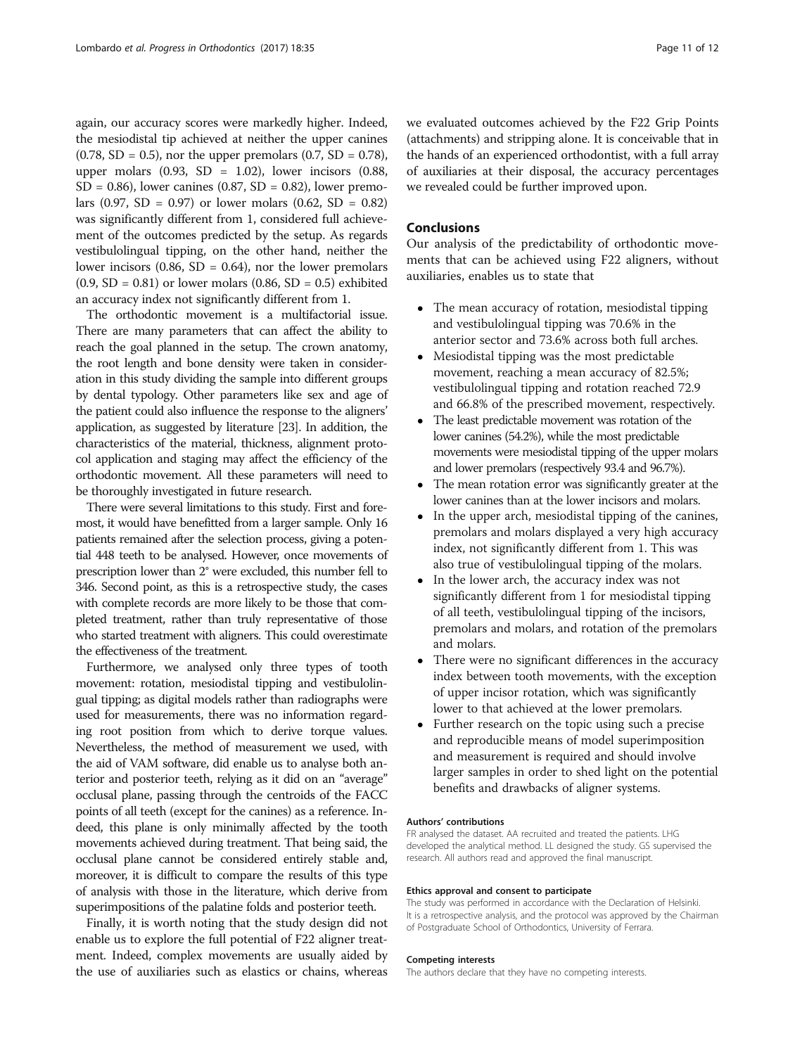again, our accuracy scores were markedly higher. Indeed, the mesiodistal tip achieved at neither the upper canines (0.78, SD = 0.5), nor the upper premolars (0.7, SD = 0.78), upper molars (0.93, SD = 1.02), lower incisors (0.88, SD = 0.86), lower canines (0.87, SD = 0.82), lower premolars (0.97, SD = 0.97) or lower molars (0.62, SD = 0.82) was significantly different from 1, considered full achievement of the outcomes predicted by the setup. As regards vestibulolingual tipping, on the other hand, neither the lower incisors (0.86, SD = 0.64), nor the lower premolars (0.9, SD = 0.81) or lower molars (0.86, SD = 0.5) exhibited an accuracy index not significantly different from 1.

The orthodontic movement is a multifactorial issue. There are many parameters that can affect the ability to reach the goal planned in the setup. The crown anatomy, the root length and bone density were taken in consideration in this study dividing the sample into different groups by dental typology. Other parameters like sex and age of the patient could also influence the response to the aligners' application, as suggested by literature [23]. In addition, the characteristics of the material, thickness, alignment protocol application and staging may affect the efficiency of the orthodontic movement. All these parameters will need to be thoroughly investigated in future research.

There were several limitations to this study. First and foremost, it would have benefitted from a larger sample. Only 16 patients remained after the selection process, giving a potential 448 teeth to be analysed. However, once movements of prescription lower than 2° were excluded, this number fell to 346. Second point, as this is a retrospective study, the cases with complete records are more likely to be those that completed treatment, rather than truly representative of those who started treatment with aligners. This could overestimate the effectiveness of the treatment.

Furthermore, we analysed only three types of tooth movement: rotation, mesiodistal tipping and vestibulolingual tipping; as digital models rather than radiographs were used for measurements, there was no information regarding root position from which to derive torque values. Nevertheless, the method of measurement we used, with the aid of VAM software, did enable us to analyse both anterior and posterior teeth, relying as it did on an "average" occlusal plane, passing through the centroids of the FACC points of all teeth (except for the canines) as a reference. Indeed, this plane is only minimally affected by the tooth movements achieved during treatment. That being said, the occlusal plane cannot be considered entirely stable and, moreover, it is difficult to compare the results of this type of analysis with those in the literature, which derive from superimpositions of the palatine folds and posterior teeth.

Finally, it is worth noting that the study design did not enable us to explore the full potential of F22 aligner treatment. Indeed, complex movements are usually aided by the use of auxiliaries such as elastics or chains, whereas we evaluated outcomes achieved by the F22 Grip Points (attachments) and stripping alone. It is conceivable that in the hands of an experienced orthodontist, with a full array of auxiliaries at their disposal, the accuracy percentages we revealed could be further improved upon.

## Conclusions

Our analysis of the predictability of orthodontic movements that can be achieved using F22 aligners, without auxiliaries, enables us to state that

- The mean accuracy of rotation, mesiodistal tipping and vestibulolingual tipping was 70.6% in the anterior sector and 73.6% across both full arches.
- Mesiodistal tipping was the most predictable movement, reaching a mean accuracy of 82.5%; vestibulolingual tipping and rotation reached 72.9 and 66.8% of the prescribed movement, respectively.
- The least predictable movement was rotation of the lower canines (54.2%), while the most predictable movements were mesiodistal tipping of the upper molars and lower premolars (respectively 93.4 and 96.7%).
- The mean rotation error was significantly greater at the lower canines than at the lower incisors and molars.
- In the upper arch, mesiodistal tipping of the canines, premolars and molars displayed a very high accuracy index, not significantly different from 1. This was also true of vestibulolingual tipping of the molars.
- In the lower arch, the accuracy index was not significantly different from 1 for mesiodistal tipping of all teeth, vestibulolingual tipping of the incisors, premolars and molars, and rotation of the premolars and molars.
- There were no significant differences in the accuracy index between tooth movements, with the exception of upper incisor rotation, which was significantly lower to that achieved at the lower premolars.
- Further research on the topic using such a precise and reproducible means of model superimposition and measurement is required and should involve larger samples in order to shed light on the potential benefits and drawbacks of aligner systems.

#### Authors' contributions

FR analysed the dataset. AA recruited and treated the patients. LHG developed the analytical method. LL designed the study. GS supervised the research. All authors read and approved the final manuscript.

#### Ethics approval and consent to participate

The study was performed in accordance with the Declaration of Helsinki. It is a retrospective analysis, and the protocol was approved by the Chairman of Postgraduate School of Orthodontics, University of Ferrara.

#### Competing interests

The authors declare that they have no competing interests.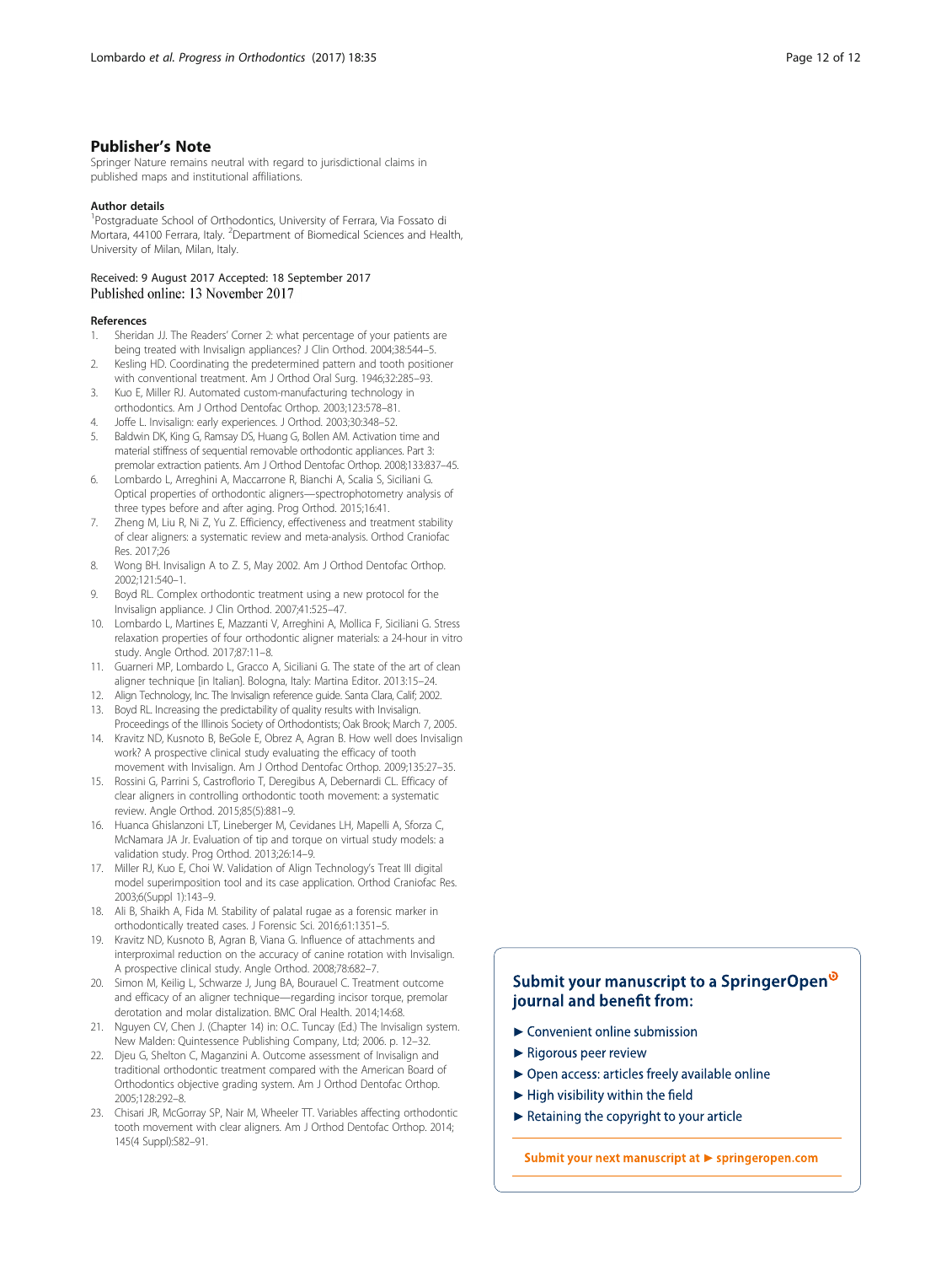## Publisher's Note

Springer Nature remains neutral with regard to jurisdictional claims in published maps and institutional affiliations.

### Author details

[1]Postgraduate School of Orthodontics, University of Ferrara, Via Fossato di Mortara, 44100 Ferrara, Italy. [2]Department of Biomedical Sciences and Health, University of Milan, Milan, Italy.

Received: 9 August 2017 Accepted: 18 September 2017
Published online: 13 November 2017

### References

1. Sheridan JJ. The Readers' Corner 2: what percentage of your patients are being treated with Invisalign appliances? J Clin Orthod. 2004;38:544–5.
2. Kesling HD. Coordinating the predetermined pattern and tooth positioner with conventional treatment. Am J Orthod Oral Surg. 1946;32:285–93.
3. Kuo E, Miller RJ. Automated custom-manufacturing technology in orthodontics. Am J Orthod Dentofac Orthop. 2003;123:578–81.
4. Joffe L. Invisalign: early experiences. J Orthod. 2003;30:348–52.
5. Baldwin DK, King G, Ramsay DS, Huang G, Bollen AM. Activation time and material stiffness of sequential removable orthodontic appliances. Part 3: premolar extraction patients. Am J Orthod Dentofac Orthop. 2008;133:837–45.
6. Lombardo L, Arreghini A, Maccarrone R, Bianchi A, Scalia S, Siciliani G. Optical properties of orthodontic aligners—spectrophotometry analysis of three types before and after aging. Prog Orthod. 2015;16:41.
7. Zheng M, Liu R, Ni Z, Yu Z. Efficiency, effectiveness and treatment stability of clear aligners: a systematic review and meta-analysis. Orthod Craniofac Res. 2017;26
8. Wong BH. Invisalign A to Z. 5, May 2002. Am J Orthod Dentofac Orthop. 2002;121:540–1.
9. Boyd RL. Complex orthodontic treatment using a new protocol for the Invisalign appliance. J Clin Orthod. 2007;41:525–47.
10. Lombardo L, Martines E, Mazzanti V, Arreghini A, Mollica F, Siciliani G. Stress relaxation properties of four orthodontic aligner materials: a 24-hour in vitro study. Angle Orthod. 2017;87:11–8.
11. Guarneri MP, Lombardo L, Gracco A, Siciliani G. The state of the art of clean aligner technique [in Italian]. Bologna, Italy: Martina Editor. 2013:15–24.
12. Align Technology, Inc. The Invisalign reference guide. Santa Clara, Calif; 2002.
13. Boyd RL. Increasing the predictability of quality results with Invisalign. Proceedings of the Illinois Society of Orthodontists; Oak Brook; March 7, 2005.
14. Kravitz ND, Kusnoto B, BeGole E, Obrez A, Agran B. How well does Invisalign work? A prospective clinical study evaluating the efficacy of tooth movement with Invisalign. Am J Orthod Dentofac Orthop. 2009;135:27–35.
15. Rossini G, Parrini S, Castroflorio T, Deregibus A, Debernardi CL. Efficacy of clear aligners in controlling orthodontic tooth movement: a systematic review. Angle Orthod. 2015;85(5):881–9.
16. Huanca Ghislanzoni LT, Lineberger M, Cevidanes LH, Mapelli A, Sforza C, McNamara JA Jr. Evaluation of tip and torque on virtual study models: a validation study. Prog Orthod. 2013;26:14–9.
17. Miller RJ, Kuo E, Choi W. Validation of Align Technology's Treat III digital model superimposition tool and its case application. Orthod Craniofac Res. 2003;6(Suppl 1):143–9.
18. Ali B, Shaikh A, Fida M. Stability of palatal rugae as a forensic marker in orthodontically treated cases. J Forensic Sci. 2016;61:1351–5.
19. Kravitz ND, Kusnoto B, Agran B, Viana G. Influence of attachments and interproximal reduction on the accuracy of canine rotation with Invisalign. A prospective clinical study. Angle Orthod. 2008;78:682–7.
20. Simon M, Keilig L, Schwarze J, Jung BA, Bourauel C. Treatment outcome and efficacy of an aligner technique—regarding incisor torque, premolar derotation and molar distalization. BMC Oral Health. 2014;14:68.
21. Nguyen CV, Chen J. (Chapter 14) in: O.C. Tuncay (Ed.) The Invisalign system. New Malden: Quintessence Publishing Company, Ltd; 2006. p. 12–32.
22. Djeu G, Shelton C, Maganzini A. Outcome assessment of Invisalign and traditional orthodontic treatment compared with the American Board of Orthodontics objective grading system. Am J Orthod Dentofac Orthop. 2005;128:292–8.
23. Chisari JR, McGorray SP, Nair M, Wheeler TT. Variables affecting orthodontic tooth movement with clear aligners. Am J Orthod Dentofac Orthop. 2014; 145(4 Suppl):S82–91.

**Submit your manuscript to a SpringerOpen journal and benefit from:**

- ► Convenient online submission
- ► Rigorous peer review
- ► Open access: articles freely available online
- ► High visibility within the field
- ► Retaining the copyright to your article

Submit your next manuscript at ► springeropen.com